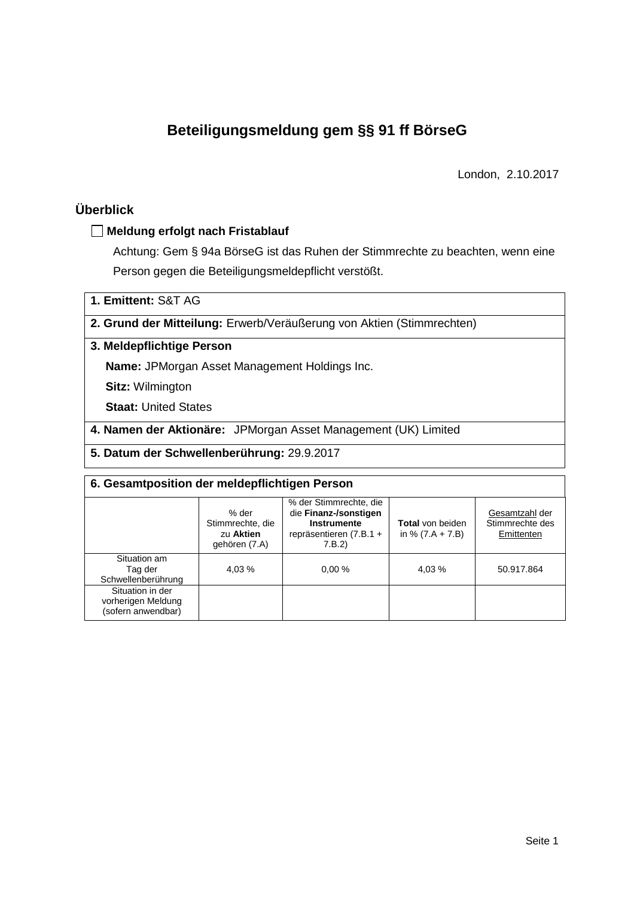# Beteiligungsmeldung gem §§ 91 ff BörseG

London, 2.10.2017

## Überblick

☐ **Meldung erfolgt nach Fristablauf**

Achtung: Gem § 94a BörseG ist das Ruhen der Stimmrechte zu beachten, wenn eine Person gegen die Beteiligungsmeldepflicht verstößt.

**1. Emittent:** S&T AG

**2. Grund der Mitteilung:** Erwerb/Veräußerung von Aktien (Stimmrechten)

**3. Meldepflichtige Person**

**Name:** JPMorgan Asset Management Holdings Inc.

**Sitz:** Wilmington

**Staat:** United States

**4. Namen der Aktionäre:** JPMorgan Asset Management (UK) Limited

**5. Datum der Schwellenberührung:** 29.9.2017

**6. Gesamtposition der meldepflichtigen Person**

| | % der Stimmrechte, die zu **Aktien** gehören (7.A) | % der Stimmrechte, die die **Finanz-/sonstigen Instrumente** repräsentieren (7.B.1 + 7.B.2) | **Total** von beiden in % (7.A + 7.B) | Gesamtzahl der Stimmrechte des Emittenten |
|---|---|---|---|---|
| Situation am Tag der Schwellenberührung | 4,03 % | 0,00 % | 4,03 % | 50.917.864 |
| Situation in der vorherigen Meldung (sofern anwendbar) | | | | |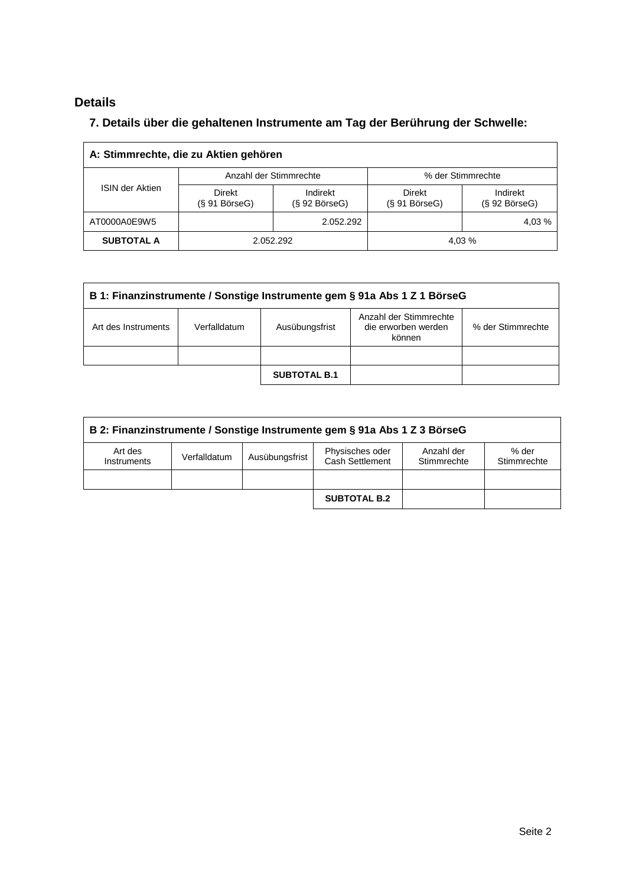## Details

### 7. Details über die gehaltenen Instrumente am Tag der Berührung der Schwelle:

| A: Stimmrechte, die zu Aktien gehören | | | | |
|---|---|---|---|---|
| ISIN der Aktien | Anzahl der Stimmrechte | | % der Stimmrechte | |
| | Direkt (§ 91 BörseG) | Indirekt (§ 92 BörseG) | Direkt (§ 91 BörseG) | Indirekt (§ 92 BörseG) |
| AT0000A0E9W5 | | 2.052.292 | | 4,03 % |
| **SUBTOTAL A** | 2.052.292 | | 4,03 % | |

| B 1: Finanzinstrumente / Sonstige Instrumente gem § 91a Abs 1 Z 1 BörseG | | | | |
|---|---|---|---|---|
| Art des Instruments | Verfalldatum | Ausübungsfrist | Anzahl der Stimmrechte die erworben werden können | % der Stimmrechte |
| | | | | |
| | | **SUBTOTAL B.1** | | |

| B 2: Finanzinstrumente / Sonstige Instrumente gem § 91a Abs 1 Z 3 BörseG | | | | | |
|---|---|---|---|---|---|
| Art des Instruments | Verfalldatum | Ausübungsfrist | Physisches oder Cash Settlement | Anzahl der Stimmrechte | % der Stimmrechte |
| | | | | | |
| | | | **SUBTOTAL B.2** | | |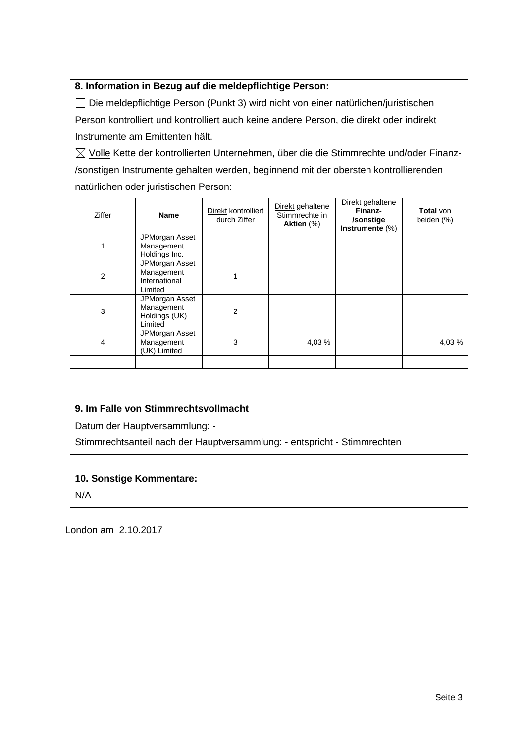**8. Information in Bezug auf die meldepflichtige Person:**

☐ Die meldepflichtige Person (Punkt 3) wird nicht von einer natürlichen/juristischen Person kontrolliert und kontrolliert auch keine andere Person, die direkt oder indirekt Instrumente am Emittenten hält.

☒ Volle Kette der kontrollierten Unternehmen, über die die Stimmrechte und/oder Finanz-/sonstigen Instrumente gehalten werden, beginnend mit der obersten kontrollierenden natürlichen oder juristischen Person:

| Ziffer | Name | Direkt kontrolliert durch Ziffer | Direkt gehaltene Stimmrechte in **Aktien** (%) | Direkt gehaltene **Finanz-/sonstige Instrumente** (%) | **Total** von beiden (%) |
|---|---|---|---|---|---|
| 1 | JPMorgan Asset Management Holdings Inc. | | | | |
| 2 | JPMorgan Asset Management International Limited | 1 | | | |
| 3 | JPMorgan Asset Management Holdings (UK) Limited | 2 | | | |
| 4 | JPMorgan Asset Management (UK) Limited | 3 | 4,03 % | | 4,03 % |
| | | | | | |

**9. Im Falle von Stimmrechtsvollmacht**

Datum der Hauptversammlung: -

Stimmrechtsanteil nach der Hauptversammlung: - entspricht - Stimmrechten

**10. Sonstige Kommentare:**

N/A

London am 2.10.2017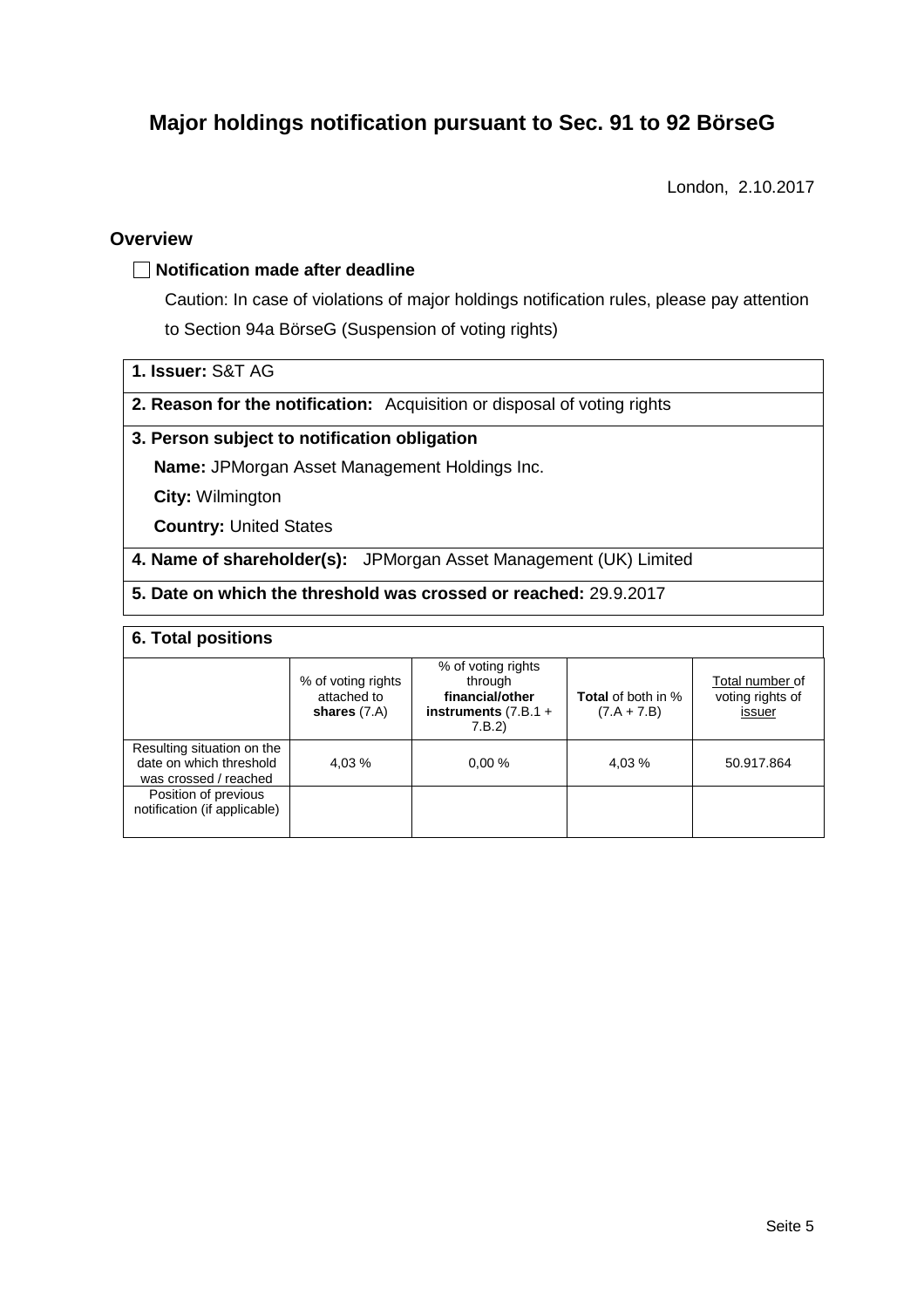# Major holdings notification pursuant to Sec. 91 to 92 BörseG

London, 2.10.2017

## Overview

☐ **Notification made after deadline**

Caution: In case of violations of major holdings notification rules, please pay attention to Section 94a BörseG (Suspension of voting rights)

**1. Issuer:** S&T AG

**2. Reason for the notification:** Acquisition or disposal of voting rights

**3. Person subject to notification obligation**

**Name:** JPMorgan Asset Management Holdings Inc.

**City:** Wilmington

**Country:** United States

**4. Name of shareholder(s):** JPMorgan Asset Management (UK) Limited

**5. Date on which the threshold was crossed or reached:** 29.9.2017

**6. Total positions**

| | % of voting rights attached to **shares** (7.A) | % of voting rights through **financial/other instruments** (7.B.1 + 7.B.2) | **Total** of both in % (7.A + 7.B) | Total number of voting rights of issuer |
|---|---|---|---|---|
| Resulting situation on the date on which threshold was crossed / reached | 4,03 % | 0,00 % | 4,03 % | 50.917.864 |
| Position of previous notification (if applicable) | | | | |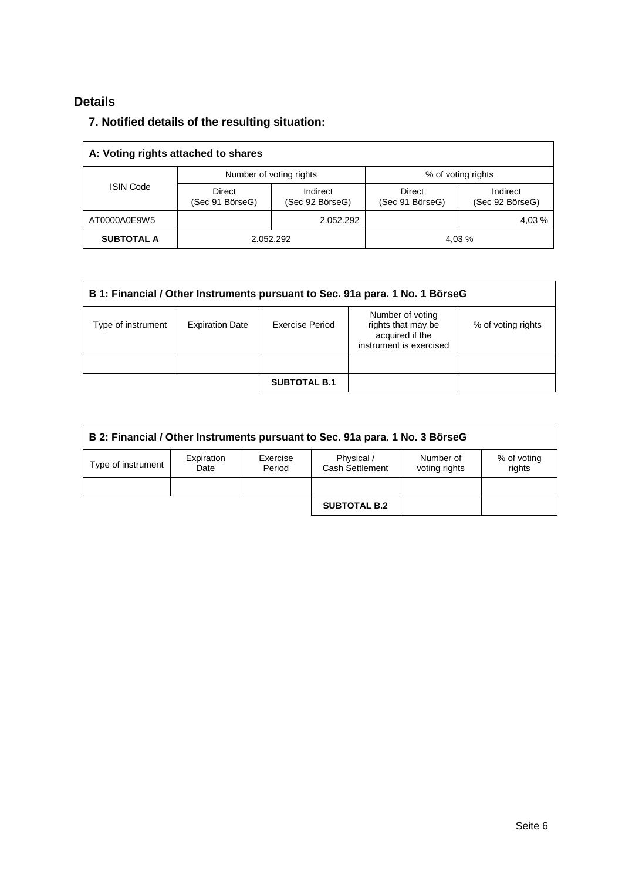## Details

### 7. Notified details of the resulting situation:

| A: Voting rights attached to shares | | | | |
|---|---|---|---|---|
| ISIN Code | Number of voting rights | | % of voting rights | |
| | Direct (Sec 91 BörseG) | Indirect (Sec 92 BörseG) | Direct (Sec 91 BörseG) | Indirect (Sec 92 BörseG) |
| AT0000A0E9W5 | | 2.052.292 | | 4,03 % |
| **SUBTOTAL A** | 2.052.292 | | 4,03 % | |

| B 1: Financial / Other Instruments pursuant to Sec. 91a para. 1 No. 1 BörseG | | | | |
|---|---|---|---|---|
| Type of instrument | Expiration Date | Exercise Period | Number of voting rights that may be acquired if the instrument is exercised | % of voting rights |
| | | | | |
| | | **SUBTOTAL B.1** | | |

| B 2: Financial / Other Instruments pursuant to Sec. 91a para. 1 No. 3 BörseG | | | | | |
|---|---|---|---|---|---|
| Type of instrument | Expiration Date | Exercise Period | Physical / Cash Settlement | Number of voting rights | % of voting rights |
| | | | | | |
| | | | **SUBTOTAL B.2** | | |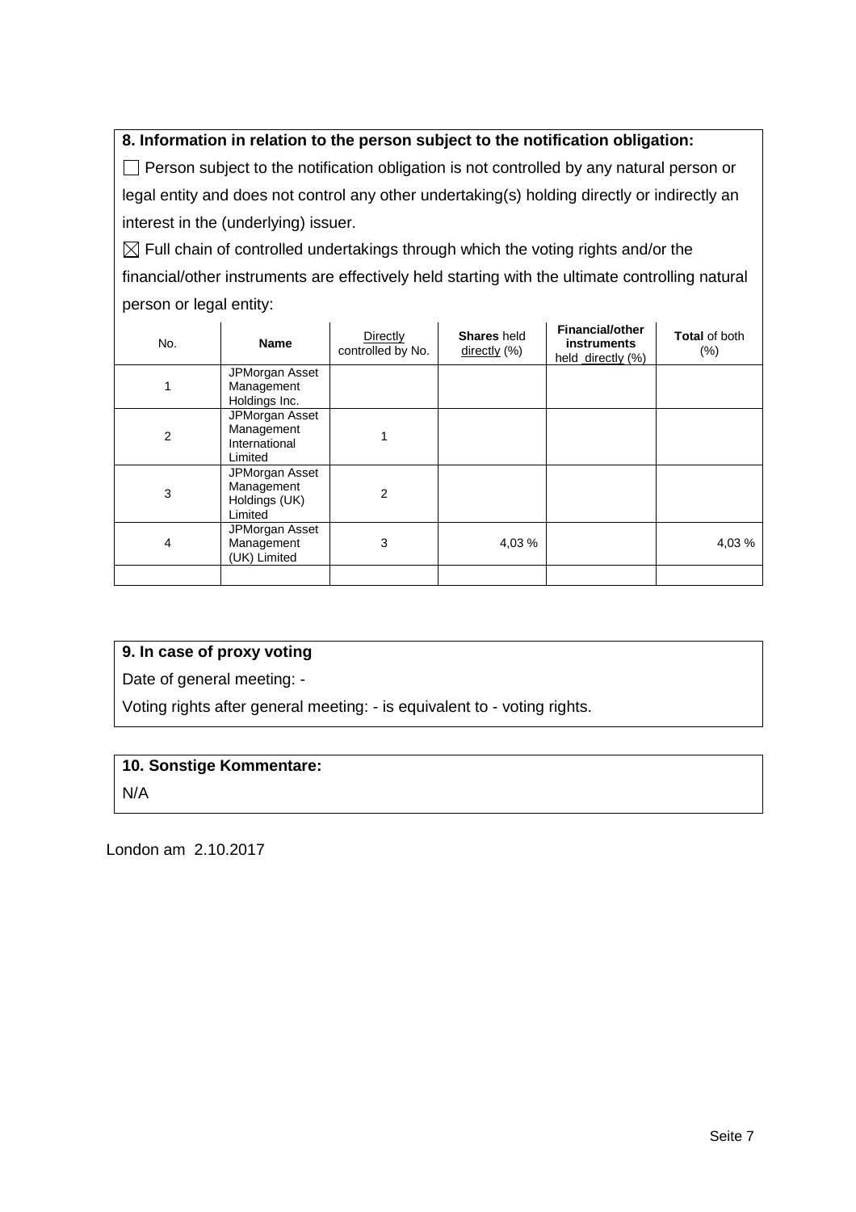**8. Information in relation to the person subject to the notification obligation:**

☐ Person subject to the notification obligation is not controlled by any natural person or legal entity and does not control any other undertaking(s) holding directly or indirectly an interest in the (underlying) issuer.

☒ Full chain of controlled undertakings through which the voting rights and/or the financial/other instruments are effectively held starting with the ultimate controlling natural person or legal entity:

| No. | **Name** | Directly controlled by No. | **Shares** held directly (%) | **Financial/other instruments** held directly (%) | **Total** of both (%) |
|---|---|---|---|---|---|
| 1 | JPMorgan Asset Management Holdings Inc. | | | | |
| 2 | JPMorgan Asset Management International Limited | 1 | | | |
| 3 | JPMorgan Asset Management Holdings (UK) Limited | 2 | | | |
| 4 | JPMorgan Asset Management (UK) Limited | 3 | 4,03 % | | 4,03 % |
| | | | | | |

**9. In case of proxy voting**

Date of general meeting: -

Voting rights after general meeting: - is equivalent to - voting rights.

**10. Sonstige Kommentare:**

N/A

London am 2.10.2017